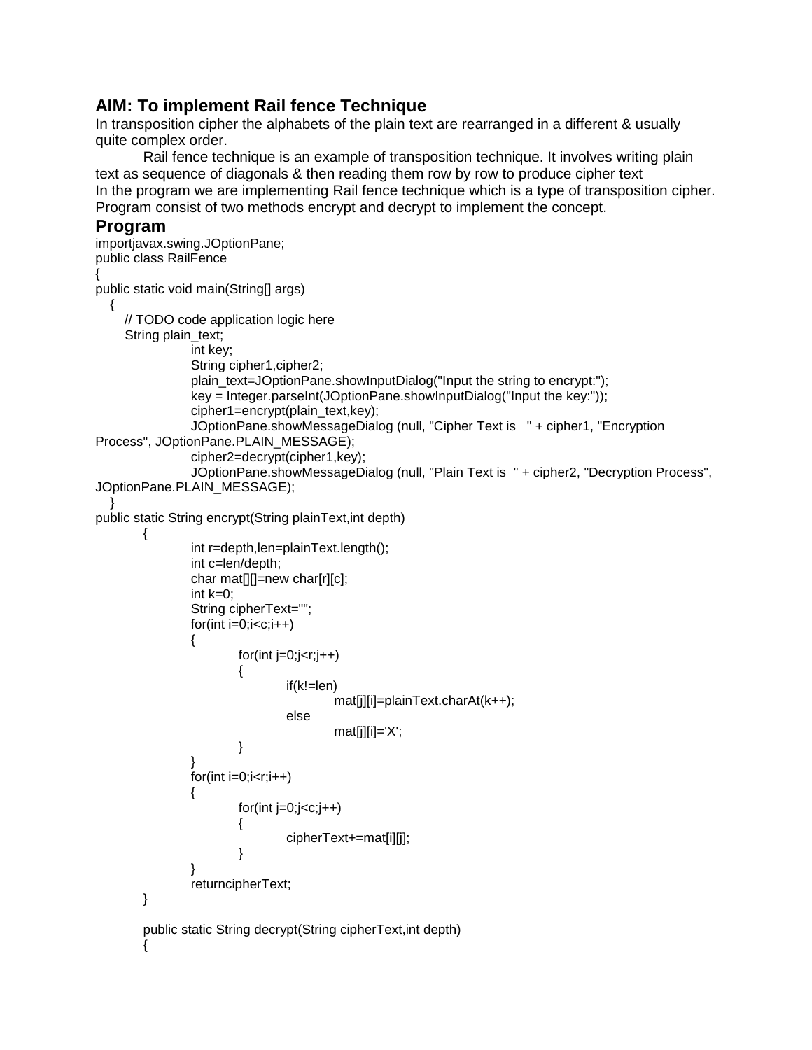## AIM: To implement Rail fence Technique

In transposition cipher the alphabets of the plain text are rearranged in a different & usually quite complex order.

Rail fence technique is an example of transposition technique. It involves writing plain text as sequence of diagonals & then reading them row by row to produce cipher text

In the program we are implementing Rail fence technique which is a type of transposition cipher. Program consist of two methods encrypt and decrypt to implement the concept.

## Program

```
importjavax.swing.JOptionPane;
public class RailFence
{
public static void main(String[] args)
   {
      // TODO code application logic here
      String plain_text;
                int key;
                String cipher1,cipher2;
                plain_text=JOptionPane.showInputDialog("Input the string to encrypt:");
                key = Integer.parseInt(JOptionPane.showInputDialog("Input the key:"));
                cipher1=encrypt(plain_text,key);
                JOptionPane.showMessageDialog (null, "Cipher Text is   " + cipher1, "Encryption
Process", JOptionPane.PLAIN_MESSAGE);
                cipher2=decrypt(cipher1,key);
                JOptionPane.showMessageDialog (null, "Plain Text is  " + cipher2, "Decryption Process",
JOptionPane.PLAIN_MESSAGE);
   }
public static String encrypt(String plainText,int depth)
        {
                int r=depth,len=plainText.length();
                int c=len/depth;
                char mat[][]=new char[r][c];
                int k=0;
                String cipherText="";
                for(int i=0;i<c;i++)
                {
                        for(int j=0;j<r;j++)
                        {
                                if(k!=len)
                                        mat[j][i]=plainText.charAt(k++);
                                else
                                        mat[j][i]='X';
                        }
                }
                for(int i=0;i<r;i++)
                {
                        for(int j=0;j<c;j++)
                        {
                                cipherText+=mat[i][j];
                        }
                }
                returncipherText;
        }

        public static String decrypt(String cipherText,int depth)
        {
```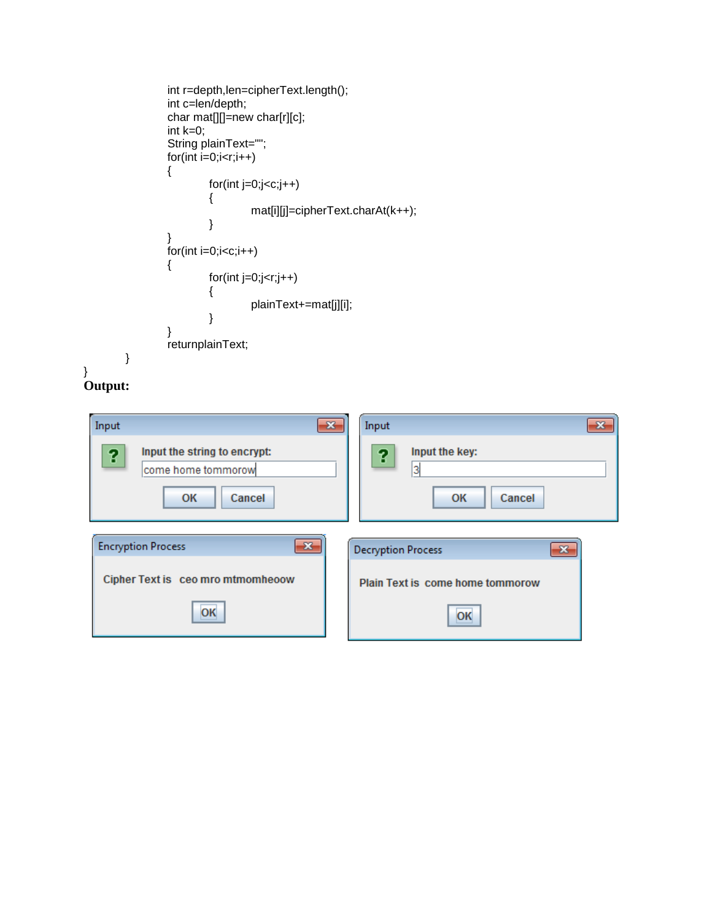```
        int r=depth,len=cipherText.length();
        int c=len/depth;
        char mat[][]=new char[r][c];
        int k=0;
        String plainText="";
        for(int i=0;i<r;i++)
        {
            for(int j=0;j<c;j++)
            {
                mat[i][j]=cipherText.charAt(k++);
            }
        }
        for(int i=0;i<c;i++)
        {
            for(int j=0;j<r;j++)
            {
                plainText+=mat[j][i];
            }
        }
        returnplainText;
    }
}
```

**Output:**

Input

Input the string to encrypt:

come home tommorow

OK Cancel

Input

Input the key:

3

OK Cancel

Encryption Process

Cipher Text is ceo mro mtmomheoow

OK

Decryption Process

Plain Text is come home tommorow

OK